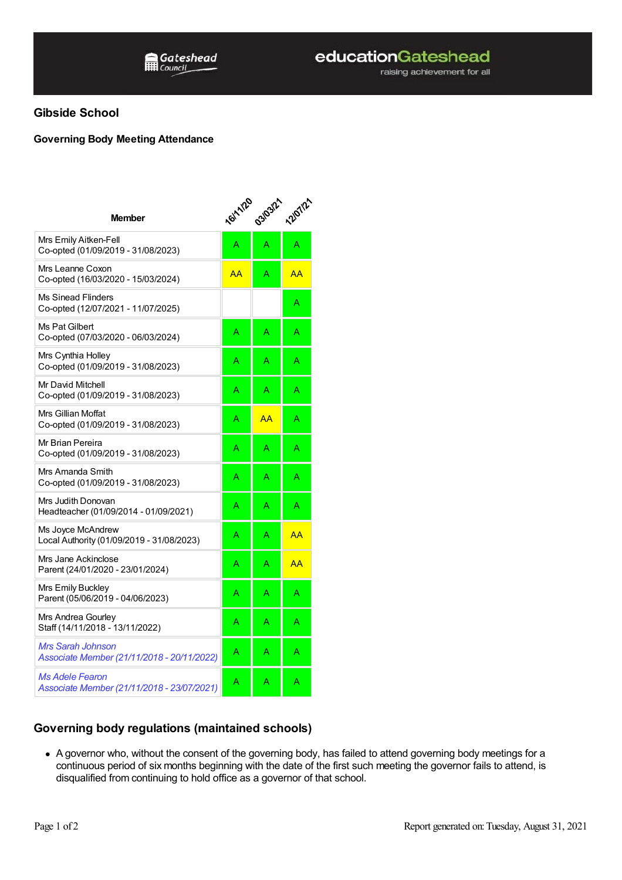## Gibside School

### Governing Body Meeting Attendance

| Member | 16/11/20 | 03/03/21 | 12/07/21 |
|---|---|---|---|
| Mrs Emily Aitken-Fell<br>Co-opted (01/09/2019 - 31/08/2023) | A | A | A |
| Mrs Leanne Coxon<br>Co-opted (16/03/2020 - 15/03/2024) | AA | A | AA |
| Ms Sinead Flinders<br>Co-opted (12/07/2021 - 11/07/2025) | | | A |
| Ms Pat Gilbert<br>Co-opted (07/03/2020 - 06/03/2024) | A | A | A |
| Mrs Cynthia Holley<br>Co-opted (01/09/2019 - 31/08/2023) | A | A | A |
| Mr David Mitchell<br>Co-opted (01/09/2019 - 31/08/2023) | A | A | A |
| Mrs Gillian Moffat<br>Co-opted (01/09/2019 - 31/08/2023) | A | AA | A |
| Mr Brian Pereira<br>Co-opted (01/09/2019 - 31/08/2023) | A | A | A |
| Mrs Amanda Smith<br>Co-opted (01/09/2019 - 31/08/2023) | A | A | A |
| Mrs Judith Donovan<br>Headteacher (01/09/2014 - 01/09/2021) | A | A | A |
| Ms Joyce McAndrew<br>Local Authority (01/09/2019 - 31/08/2023) | A | A | AA |
| Mrs Jane Ackinclose<br>Parent (24/01/2020 - 23/01/2024) | A | A | AA |
| Mrs Emily Buckley<br>Parent (05/06/2019 - 04/06/2023) | A | A | A |
| Mrs Andrea Gourley<br>Staff (14/11/2018 - 13/11/2022) | A | A | A |
| *Mrs Sarah Johnson*<br>*Associate Member (21/11/2018 - 20/11/2022)* | A | A | A |
| *Ms Adele Fearon*<br>*Associate Member (21/11/2018 - 23/07/2021)* | A | A | A |

### Governing body regulations (maintained schools)

- A governor who, without the consent of the governing body, has failed to attend governing body meetings for a continuous period of six months beginning with the date of the first such meeting the governor fails to attend, is disqualified from continuing to hold office as a governor of that school.

Report generated on: Tuesday, August 31, 2021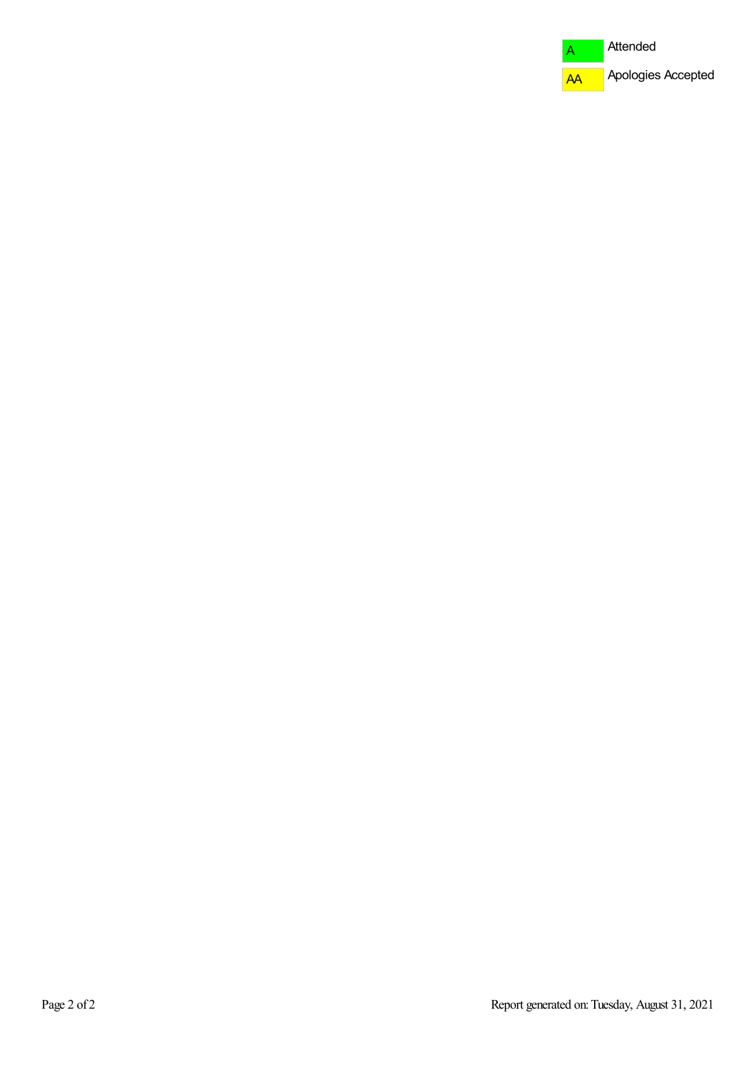| | |
|---|---|
| A | Attended |
| AA | Apologies Accepted |

Report generated on: Tuesday, August 31, 2021